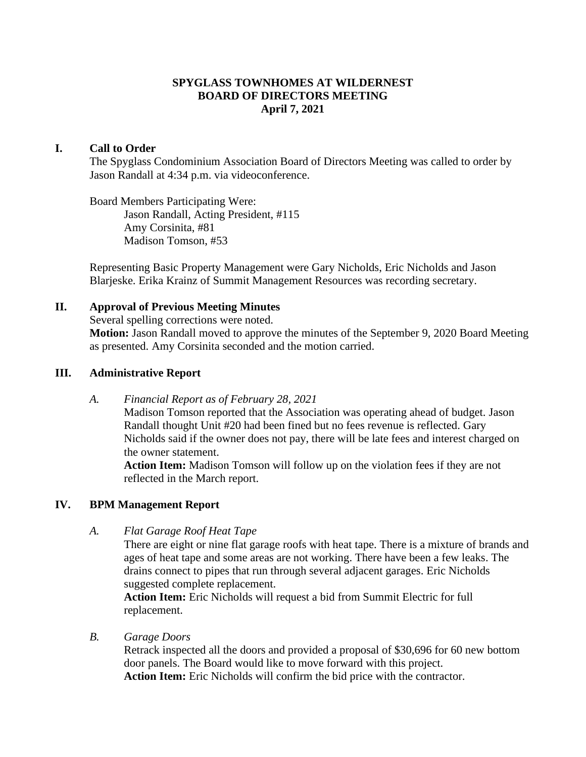# SPYGLASS TOWNHOMES AT WILDERNEST
## BOARD OF DIRECTORS MEETING
### April 7, 2021

## I. Call to Order

The Spyglass Condominium Association Board of Directors Meeting was called to order by Jason Randall at 4:34 p.m. via videoconference.

Board Members Participating Were:

- Jason Randall, Acting President, #115
- Amy Corsinita, #81
- Madison Tomson, #53

Representing Basic Property Management were Gary Nicholds, Eric Nicholds and Jason Blarjeske. Erika Krainz of Summit Management Resources was recording secretary.

## II. Approval of Previous Meeting Minutes

Several spelling corrections were noted.

**Motion:** Jason Randall moved to approve the minutes of the September 9, 2020 Board Meeting as presented. Amy Corsinita seconded and the motion carried.

## III. Administrative Report

### A. *Financial Report as of February 28, 2021*

Madison Tomson reported that the Association was operating ahead of budget. Jason Randall thought Unit #20 had been fined but no fees revenue is reflected. Gary Nicholds said if the owner does not pay, there will be late fees and interest charged on the owner statement.

**Action Item:** Madison Tomson will follow up on the violation fees if they are not reflected in the March report.

## IV. BPM Management Report

### A. *Flat Garage Roof Heat Tape*

There are eight or nine flat garage roofs with heat tape. There is a mixture of brands and ages of heat tape and some areas are not working. There have been a few leaks. The drains connect to pipes that run through several adjacent garages. Eric Nicholds suggested complete replacement.

**Action Item:** Eric Nicholds will request a bid from Summit Electric for full replacement.

### B. *Garage Doors*

Retrack inspected all the doors and provided a proposal of $30,696 for 60 new bottom door panels. The Board would like to move forward with this project.

**Action Item:** Eric Nicholds will confirm the bid price with the contractor.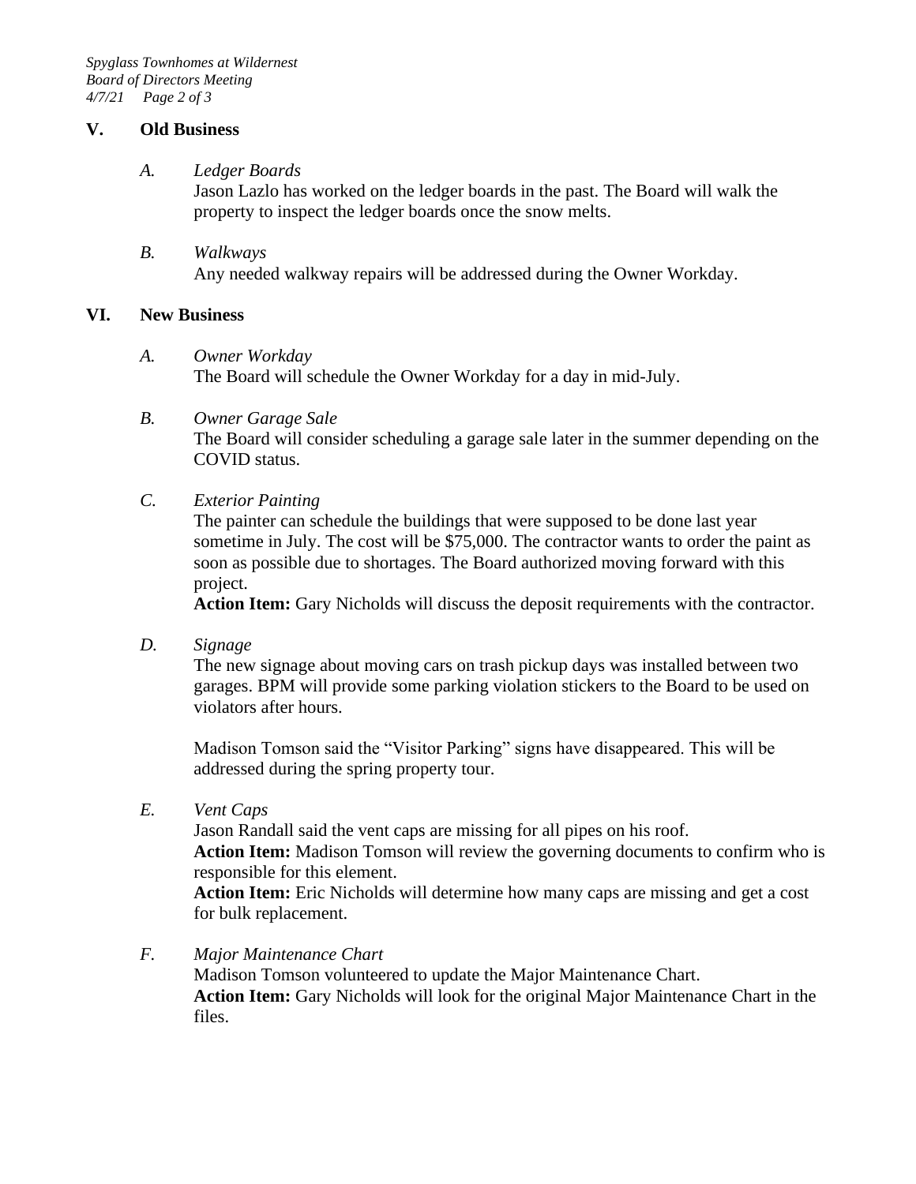## V. Old Business

### *A. Ledger Boards*

Jason Lazlo has worked on the ledger boards in the past. The Board will walk the property to inspect the ledger boards once the snow melts.

### *B. Walkways*

Any needed walkway repairs will be addressed during the Owner Workday.

## VI. New Business

### *A. Owner Workday*

The Board will schedule the Owner Workday for a day in mid-July.

### *B. Owner Garage Sale*

The Board will consider scheduling a garage sale later in the summer depending on the COVID status.

### *C. Exterior Painting*

The painter can schedule the buildings that were supposed to be done last year sometime in July. The cost will be $75,000. The contractor wants to order the paint as soon as possible due to shortages. The Board authorized moving forward with this project.

**Action Item:** Gary Nicholds will discuss the deposit requirements with the contractor.

### *D. Signage*

The new signage about moving cars on trash pickup days was installed between two garages. BPM will provide some parking violation stickers to the Board to be used on violators after hours.

Madison Tomson said the "Visitor Parking" signs have disappeared. This will be addressed during the spring property tour.

### *E. Vent Caps*

Jason Randall said the vent caps are missing for all pipes on his roof.

**Action Item:** Madison Tomson will review the governing documents to confirm who is responsible for this element.

**Action Item:** Eric Nicholds will determine how many caps are missing and get a cost for bulk replacement.

### *F. Major Maintenance Chart*

Madison Tomson volunteered to update the Major Maintenance Chart.

**Action Item:** Gary Nicholds will look for the original Major Maintenance Chart in the files.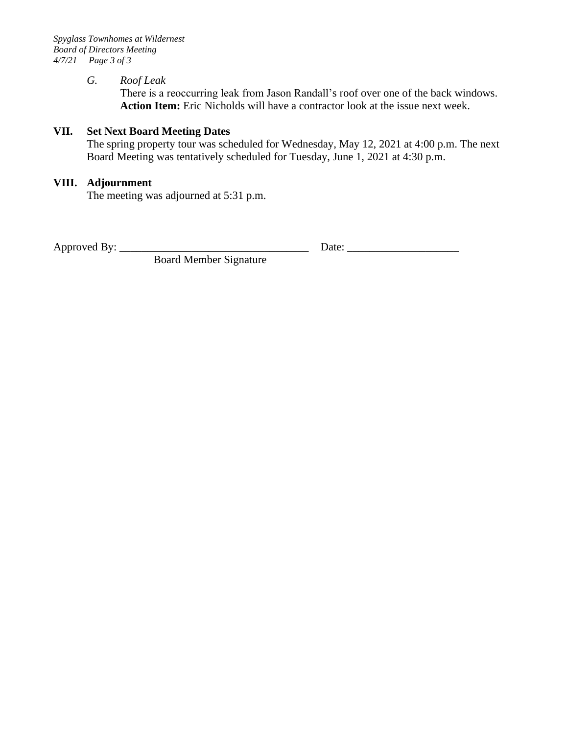*G. Roof Leak*

There is a reoccurring leak from Jason Randall's roof over one of the back windows. **Action Item:** Eric Nicholds will have a contractor look at the issue next week.

## VII. Set Next Board Meeting Dates

The spring property tour was scheduled for Wednesday, May 12, 2021 at 4:00 p.m. The next Board Meeting was tentatively scheduled for Tuesday, June 1, 2021 at 4:30 p.m.

## VIII. Adjournment

The meeting was adjourned at 5:31 p.m.

Approved By: __________________________________ Date: ___________________

Board Member Signature